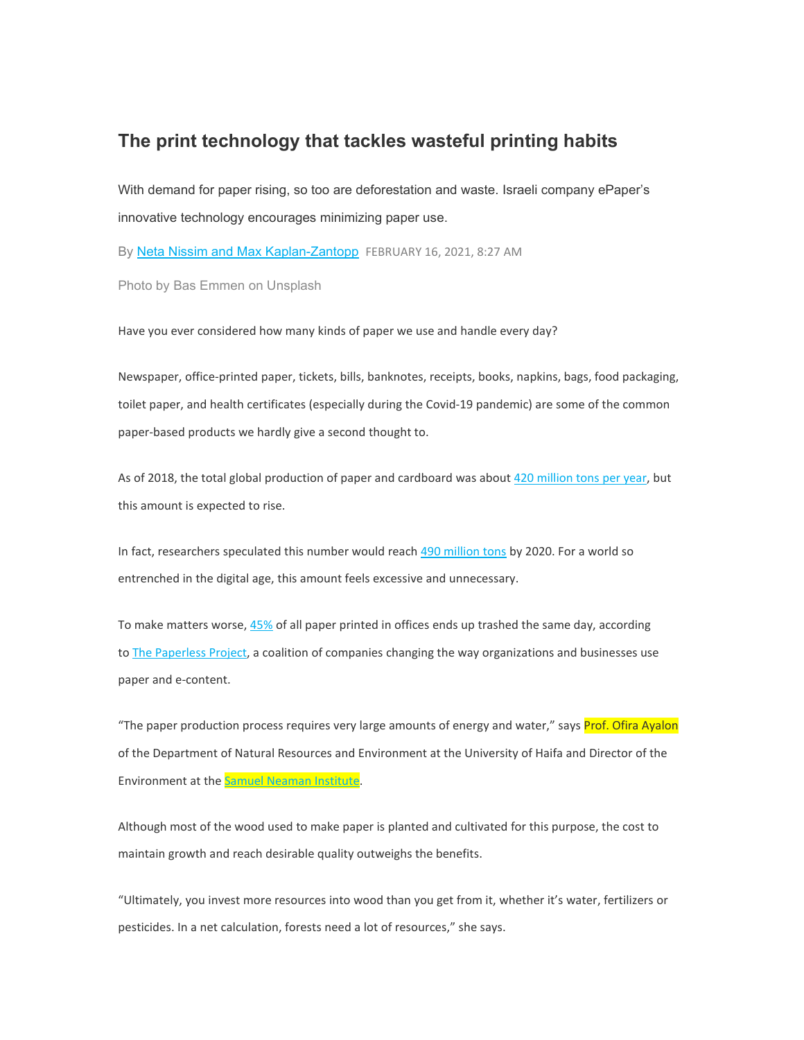# The print technology that tackles wasteful printing habits

With demand for paper rising, so too are deforestation and waste. Israeli company ePaper's innovative technology encourages minimizing paper use.

By Neta Nissim and Max Kaplan-Zantopp FEBRUARY 16, 2021, 8:27 AM

Photo by Bas Emmen on Unsplash

Have you ever considered how many kinds of paper we use and handle every day?

Newspaper, office-printed paper, tickets, bills, banknotes, receipts, books, napkins, bags, food packaging, toilet paper, and health certificates (especially during the Covid-19 pandemic) are some of the common paper-based products we hardly give a second thought to.

As of 2018, the total global production of paper and cardboard was about 420 million tons per year, but this amount is expected to rise.

In fact, researchers speculated this number would reach 490 million tons by 2020. For a world so entrenched in the digital age, this amount feels excessive and unnecessary.

To make matters worse, 45% of all paper printed in offices ends up trashed the same day, according to The Paperless Project, a coalition of companies changing the way organizations and businesses use paper and e-content.

"The paper production process requires very large amounts of energy and water," says Prof. Ofira Ayalon of the Department of Natural Resources and Environment at the University of Haifa and Director of the Environment at the Samuel Neaman Institute.

Although most of the wood used to make paper is planted and cultivated for this purpose, the cost to maintain growth and reach desirable quality outweighs the benefits.

"Ultimately, you invest more resources into wood than you get from it, whether it's water, fertilizers or pesticides. In a net calculation, forests need a lot of resources," she says.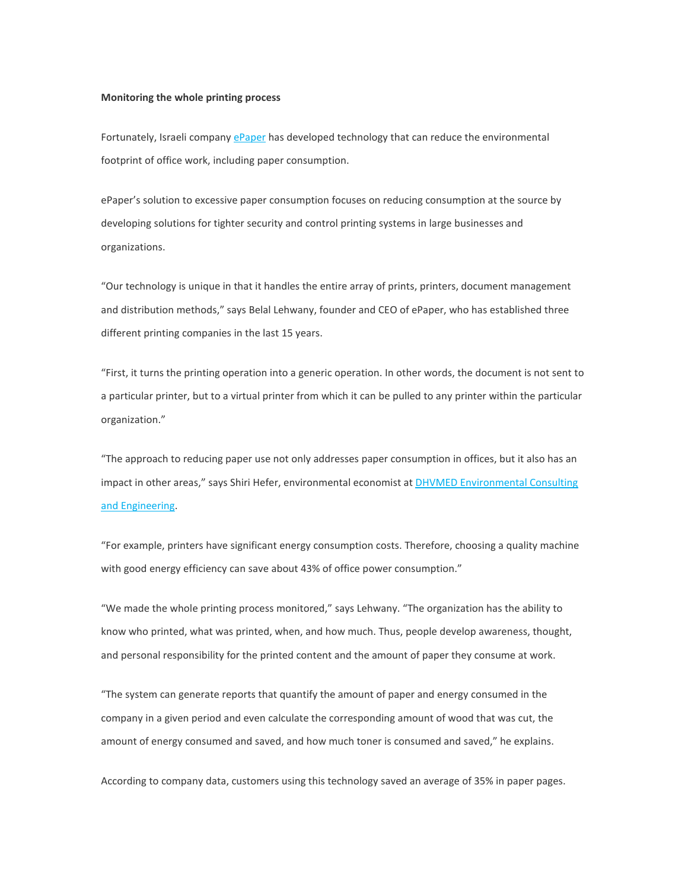**Monitoring the whole printing process**

Fortunately, Israeli company [ePaper](ePaper) has developed technology that can reduce the environmental footprint of office work, including paper consumption.

ePaper's solution to excessive paper consumption focuses on reducing consumption at the source by developing solutions for tighter security and control printing systems in large businesses and organizations.

"Our technology is unique in that it handles the entire array of prints, printers, document management and distribution methods," says Belal Lehwany, founder and CEO of ePaper, who has established three different printing companies in the last 15 years.

"First, it turns the printing operation into a generic operation. In other words, the document is not sent to a particular printer, but to a virtual printer from which it can be pulled to any printer within the particular organization."

"The approach to reducing paper use not only addresses paper consumption in offices, but it also has an impact in other areas," says Shiri Hefer, environmental economist at DHVMED Environmental Consulting and Engineering.

"For example, printers have significant energy consumption costs. Therefore, choosing a quality machine with good energy efficiency can save about 43% of office power consumption."

"We made the whole printing process monitored," says Lehwany. "The organization has the ability to know who printed, what was printed, when, and how much. Thus, people develop awareness, thought, and personal responsibility for the printed content and the amount of paper they consume at work.

"The system can generate reports that quantify the amount of paper and energy consumed in the company in a given period and even calculate the corresponding amount of wood that was cut, the amount of energy consumed and saved, and how much toner is consumed and saved," he explains.

According to company data, customers using this technology saved an average of 35% in paper pages.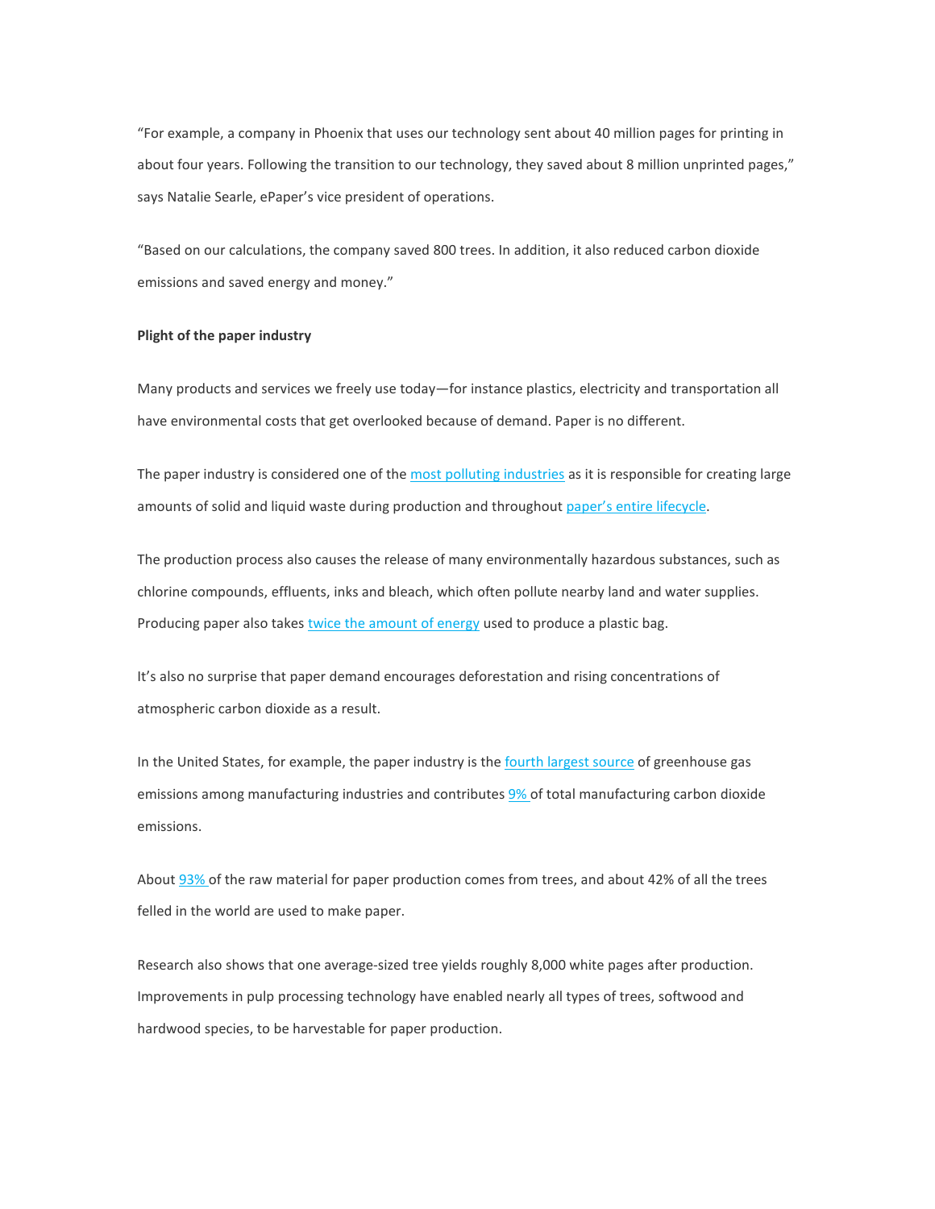"For example, a company in Phoenix that uses our technology sent about 40 million pages for printing in about four years. Following the transition to our technology, they saved about 8 million unprinted pages," says Natalie Searle, ePaper's vice president of operations.

"Based on our calculations, the company saved 800 trees. In addition, it also reduced carbon dioxide emissions and saved energy and money."

**Plight of the paper industry**

Many products and services we freely use today—for instance plastics, electricity and transportation all have environmental costs that get overlooked because of demand. Paper is no different.

The paper industry is considered one of the most polluting industries as it is responsible for creating large amounts of solid and liquid waste during production and throughout paper's entire lifecycle.

The production process also causes the release of many environmentally hazardous substances, such as chlorine compounds, effluents, inks and bleach, which often pollute nearby land and water supplies. Producing paper also takes twice the amount of energy used to produce a plastic bag.

It's also no surprise that paper demand encourages deforestation and rising concentrations of atmospheric carbon dioxide as a result.

In the United States, for example, the paper industry is the fourth largest source of greenhouse gas emissions among manufacturing industries and contributes 9% of total manufacturing carbon dioxide emissions.

About 93% of the raw material for paper production comes from trees, and about 42% of all the trees felled in the world are used to make paper.

Research also shows that one average-sized tree yields roughly 8,000 white pages after production. Improvements in pulp processing technology have enabled nearly all types of trees, softwood and hardwood species, to be harvestable for paper production.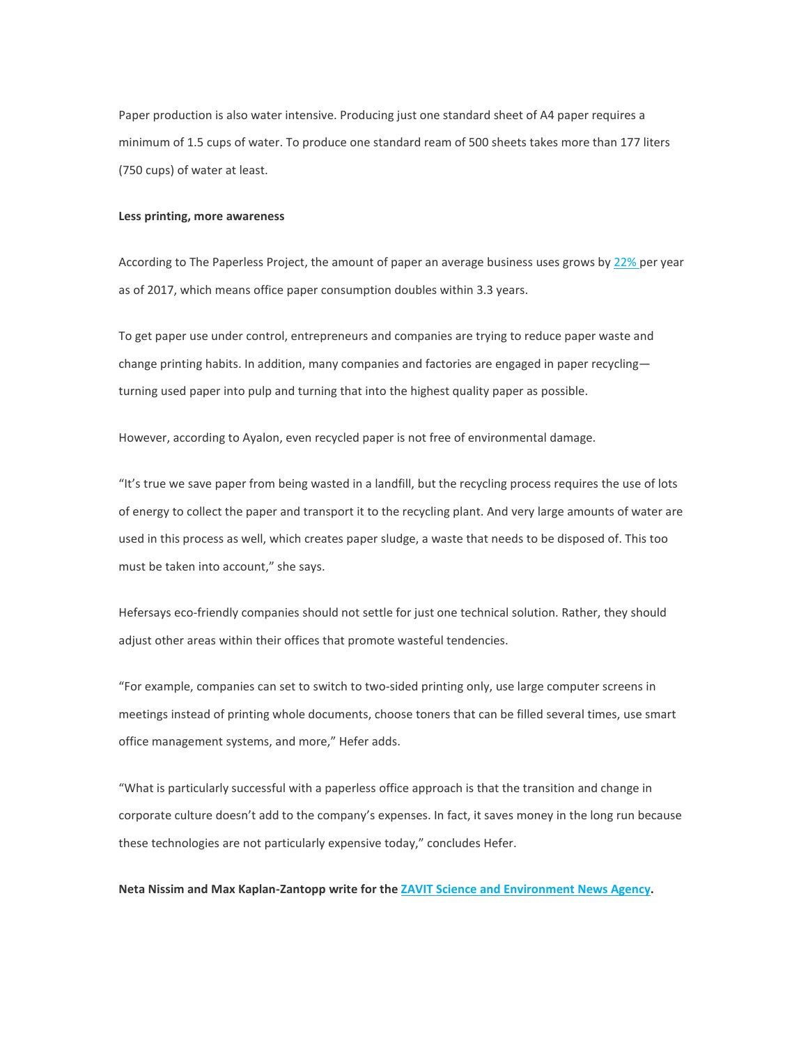Paper production is also water intensive. Producing just one standard sheet of A4 paper requires a minimum of 1.5 cups of water. To produce one standard ream of 500 sheets takes more than 177 liters (750 cups) of water at least.

**Less printing, more awareness**

According to The Paperless Project, the amount of paper an average business uses grows by 22% per year as of 2017, which means office paper consumption doubles within 3.3 years.

To get paper use under control, entrepreneurs and companies are trying to reduce paper waste and change printing habits. In addition, many companies and factories are engaged in paper recycling—turning used paper into pulp and turning that into the highest quality paper as possible.

However, according to Ayalon, even recycled paper is not free of environmental damage.

"It's true we save paper from being wasted in a landfill, but the recycling process requires the use of lots of energy to collect the paper and transport it to the recycling plant. And very large amounts of water are used in this process as well, which creates paper sludge, a waste that needs to be disposed of. This too must be taken into account," she says.

Hefersays eco-friendly companies should not settle for just one technical solution. Rather, they should adjust other areas within their offices that promote wasteful tendencies.

"For example, companies can set to switch to two-sided printing only, use large computer screens in meetings instead of printing whole documents, choose toners that can be filled several times, use smart office management systems, and more," Hefer adds.

"What is particularly successful with a paperless office approach is that the transition and change in corporate culture doesn't add to the company's expenses. In fact, it saves money in the long run because these technologies are not particularly expensive today," concludes Hefer.

**Neta Nissim and Max Kaplan-Zantopp write for the ZAVIT Science and Environment News Agency.**